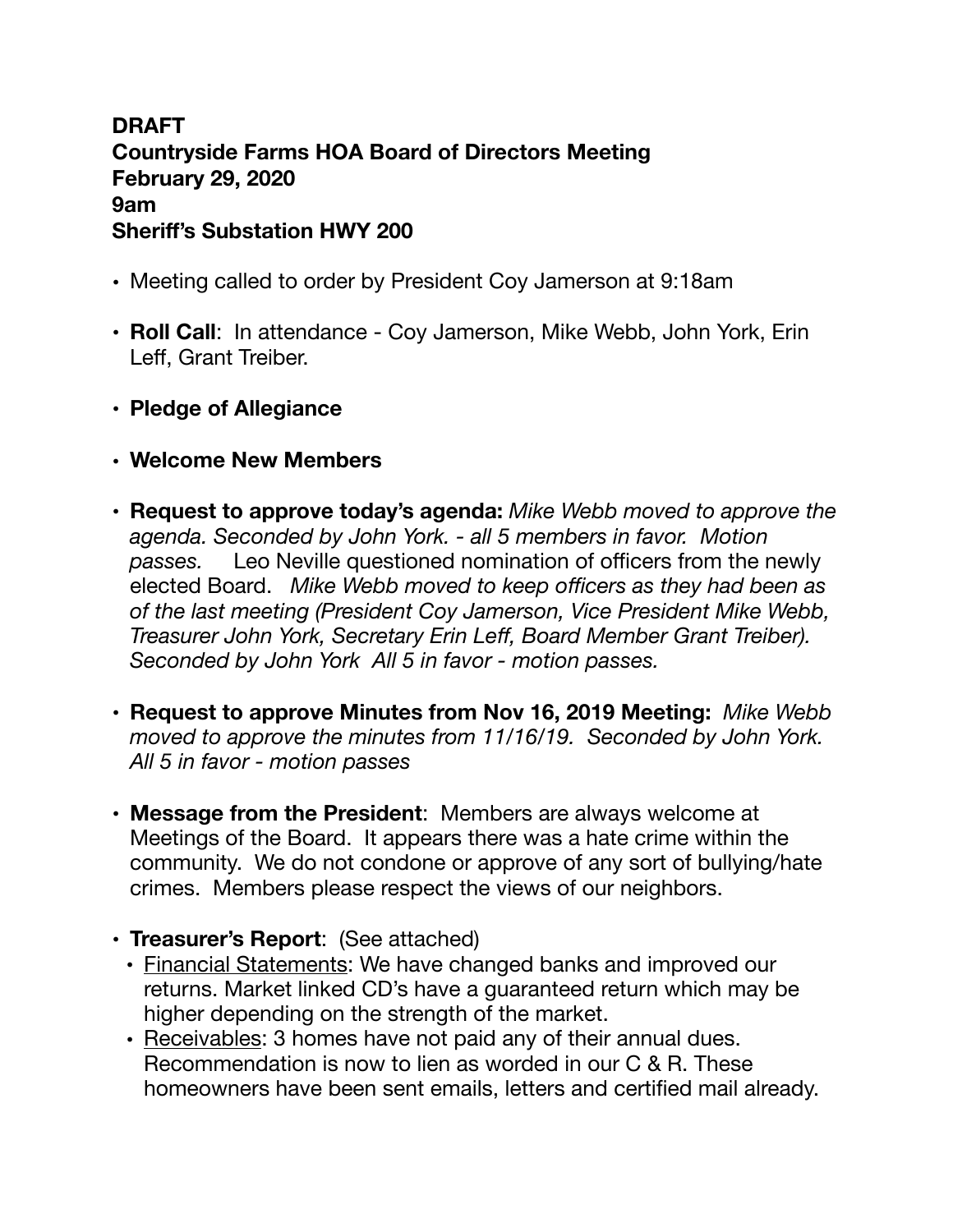**DRAFT**
**Countryside Farms HOA Board of Directors Meeting**
**February 29, 2020**
**9am**
**Sheriff's Substation HWY 200**

- Meeting called to order by President Coy Jamerson at 9:18am
- **Roll Call**: In attendance - Coy Jamerson, Mike Webb, John York, Erin Leff, Grant Treiber.
- **Pledge of Allegiance**
- **Welcome New Members**
- **Request to approve today's agenda:** *Mike Webb moved to approve the agenda. Seconded by John York. - all 5 members in favor. Motion passes.* Leo Neville questioned nomination of officers from the newly elected Board. *Mike Webb moved to keep officers as they had been as of the last meeting (President Coy Jamerson, Vice President Mike Webb, Treasurer John York, Secretary Erin Leff, Board Member Grant Treiber). Seconded by John York All 5 in favor - motion passes.*
- **Request to approve Minutes from Nov 16, 2019 Meeting:** *Mike Webb moved to approve the minutes from 11/16/19. Seconded by John York. All 5 in favor - motion passes*
- **Message from the President**: Members are always welcome at Meetings of the Board. It appears there was a hate crime within the community. We do not condone or approve of any sort of bullying/hate crimes. Members please respect the views of our neighbors.
- **Treasurer's Report**: (See attached)
  - Financial Statements: We have changed banks and improved our returns. Market linked CD's have a guaranteed return which may be higher depending on the strength of the market.
  - Receivables: 3 homes have not paid any of their annual dues. Recommendation is now to lien as worded in our C & R. These homeowners have been sent emails, letters and certified mail already.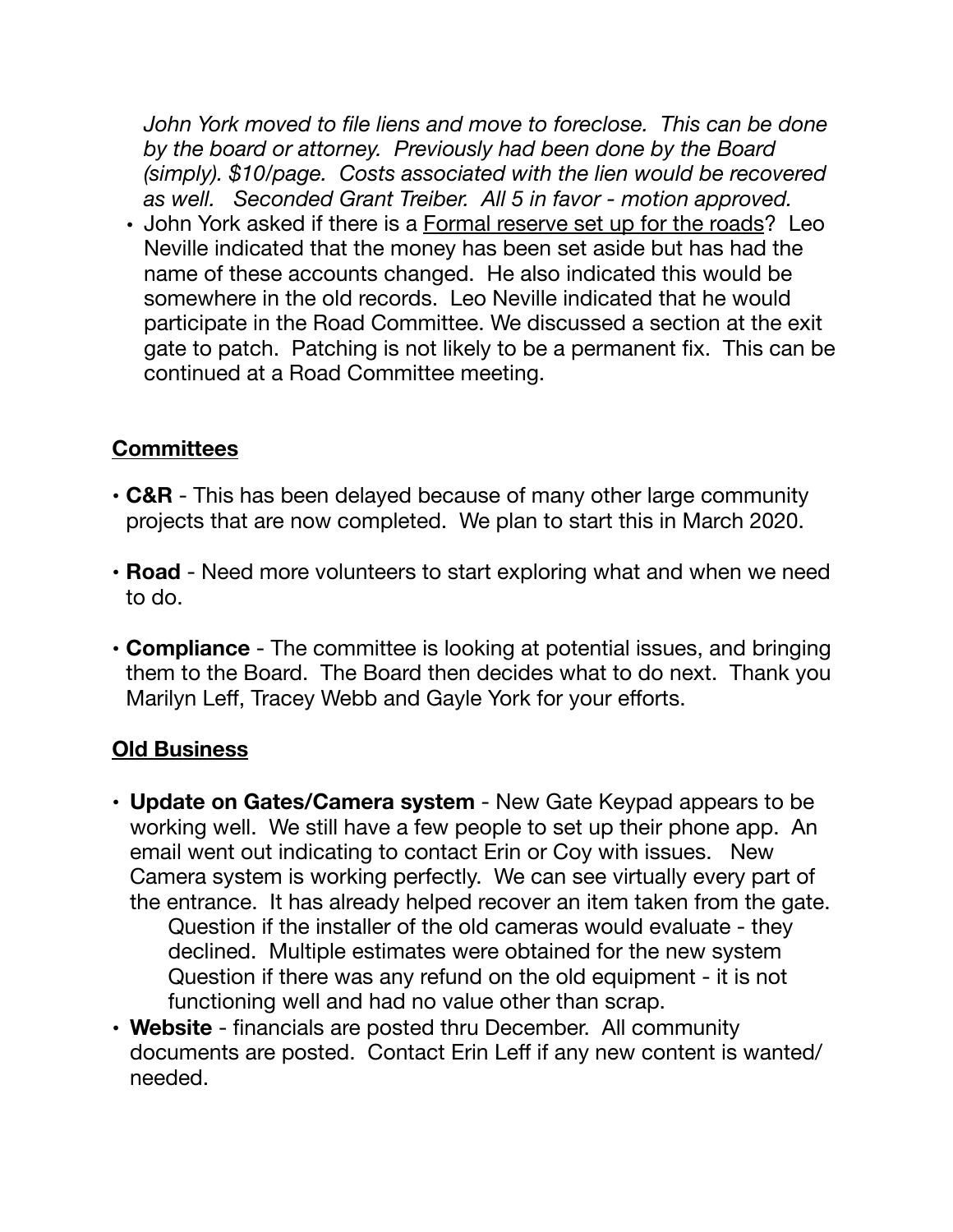*John York moved to file liens and move to foreclose. This can be done by the board or attorney. Previously had been done by the Board (simply). $10/page. Costs associated with the lien would be recovered as well. Seconded Grant Treiber. All 5 in favor - motion approved.*

- John York asked if there is a <u>Formal reserve set up for the roads</u>? Leo Neville indicated that the money has been set aside but has had the name of these accounts changed. He also indicated this would be somewhere in the old records. Leo Neville indicated that he would participate in the Road Committee. We discussed a section at the exit gate to patch. Patching is not likely to be a permanent fix. This can be continued at a Road Committee meeting.

## <u>Committees</u>

- **C&R** - This has been delayed because of many other large community projects that are now completed. We plan to start this in March 2020.
- **Road** - Need more volunteers to start exploring what and when we need to do.
- **Compliance** - The committee is looking at potential issues, and bringing them to the Board. The Board then decides what to do next. Thank you Marilyn Leff, Tracey Webb and Gayle York for your efforts.

## <u>Old Business</u>

- **Update on Gates/Camera system** - New Gate Keypad appears to be working well. We still have a few people to set up their phone app. An email went out indicating to contact Erin or Coy with issues. New Camera system is working perfectly. We can see virtually every part of the entrance. It has already helped recover an item taken from the gate.
  - Question if the installer of the old cameras would evaluate - they declined. Multiple estimates were obtained for the new system
  - Question if there was any refund on the old equipment - it is not functioning well and had no value other than scrap.
- **Website** - financials are posted thru December. All community documents are posted. Contact Erin Leff if any new content is wanted/needed.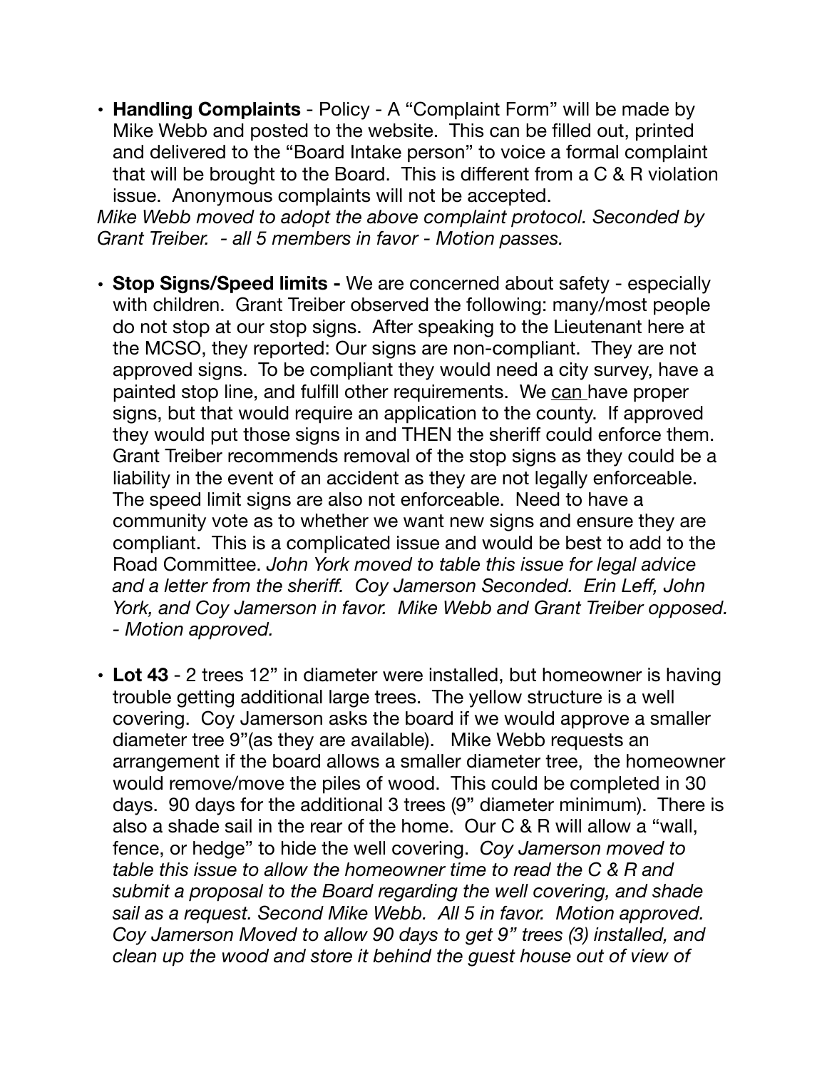- **Handling Complaints** - Policy - A "Complaint Form" will be made by Mike Webb and posted to the website. This can be filled out, printed and delivered to the "Board Intake person" to voice a formal complaint that will be brought to the Board. This is different from a C & R violation issue. Anonymous complaints will not be accepted.

*Mike Webb moved to adopt the above complaint protocol. Seconded by Grant Treiber. - all 5 members in favor - Motion passes.*

- **Stop Signs/Speed limits -** We are concerned about safety - especially with children. Grant Treiber observed the following: many/most people do not stop at our stop signs. After speaking to the Lieutenant here at the MCSO, they reported: Our signs are non-compliant. They are not approved signs. To be compliant they would need a city survey, have a painted stop line, and fulfill other requirements. We <u>can</u> have proper signs, but that would require an application to the county. If approved they would put those signs in and THEN the sheriff could enforce them. Grant Treiber recommends removal of the stop signs as they could be a liability in the event of an accident as they are not legally enforceable. The speed limit signs are also not enforceable. Need to have a community vote as to whether we want new signs and ensure they are compliant. This is a complicated issue and would be best to add to the Road Committee. *John York moved to table this issue for legal advice and a letter from the sheriff. Coy Jamerson Seconded. Erin Leff, John York, and Coy Jamerson in favor. Mike Webb and Grant Treiber opposed. - Motion approved.*

- **Lot 43** - 2 trees 12" in diameter were installed, but homeowner is having trouble getting additional large trees. The yellow structure is a well covering. Coy Jamerson asks the board if we would approve a smaller diameter tree 9"(as they are available). Mike Webb requests an arrangement if the board allows a smaller diameter tree, the homeowner would remove/move the piles of wood. This could be completed in 30 days. 90 days for the additional 3 trees (9" diameter minimum). There is also a shade sail in the rear of the home. Our C & R will allow a "wall, fence, or hedge" to hide the well covering. *Coy Jamerson moved to table this issue to allow the homeowner time to read the C & R and submit a proposal to the Board regarding the well covering, and shade sail as a request. Second Mike Webb. All 5 in favor. Motion approved. Coy Jamerson Moved to allow 90 days to get 9" trees (3) installed, and clean up the wood and store it behind the guest house out of view of*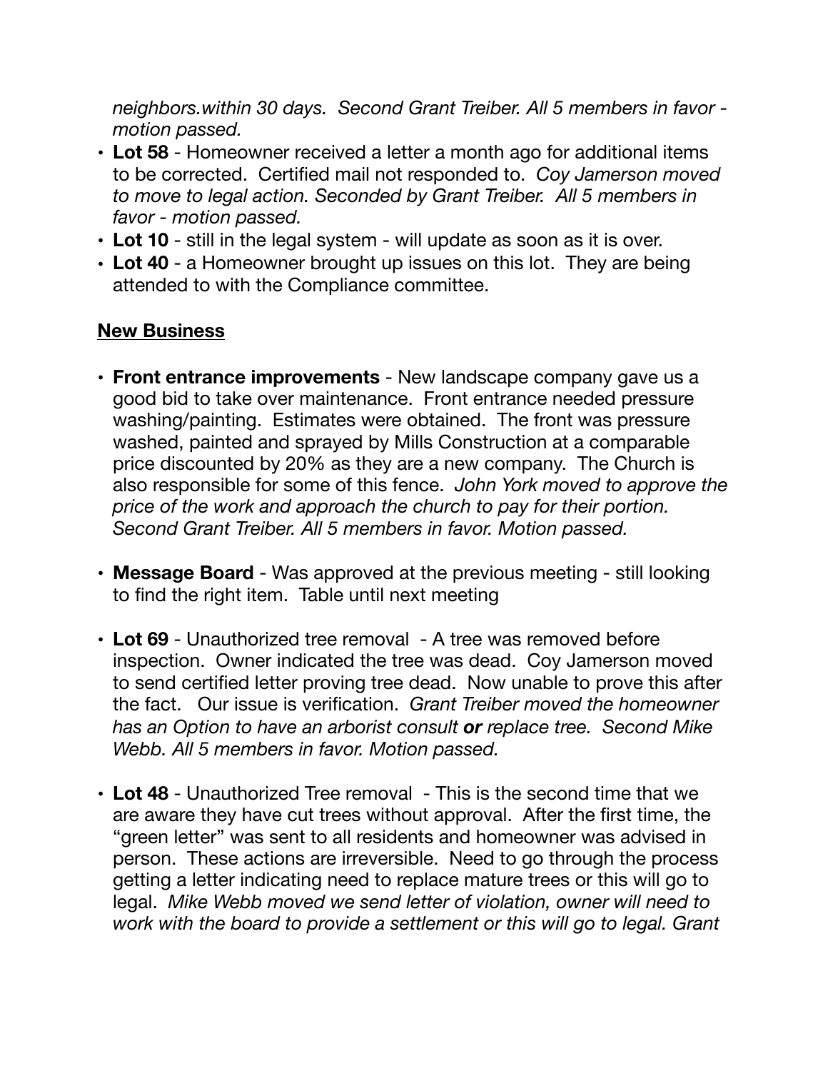*neighbors.within 30 days. Second Grant Treiber. All 5 members in favor - motion passed.*

- **Lot 58** - Homeowner received a letter a month ago for additional items to be corrected. Certified mail not responded to. *Coy Jamerson moved to move to legal action. Seconded by Grant Treiber. All 5 members in favor - motion passed.*
- **Lot 10** - still in the legal system - will update as soon as it is over.
- **Lot 40** - a Homeowner brought up issues on this lot. They are being attended to with the Compliance committee.

## New Business

- **Front entrance improvements** - New landscape company gave us a good bid to take over maintenance. Front entrance needed pressure washing/painting. Estimates were obtained. The front was pressure washed, painted and sprayed by Mills Construction at a comparable price discounted by 20% as they are a new company. The Church is also responsible for some of this fence. *John York moved to approve the price of the work and approach the church to pay for their portion. Second Grant Treiber. All 5 members in favor. Motion passed.*

- **Message Board** - Was approved at the previous meeting - still looking to find the right item. Table until next meeting

- **Lot 69** - Unauthorized tree removal - A tree was removed before inspection. Owner indicated the tree was dead. Coy Jamerson moved to send certified letter proving tree dead. Now unable to prove this after the fact. Our issue is verification. *Grant Treiber moved the homeowner has an Option to have an arborist consult **or** replace tree. Second Mike Webb. All 5 members in favor. Motion passed.*

- **Lot 48** - Unauthorized Tree removal - This is the second time that we are aware they have cut trees without approval. After the first time, the "green letter" was sent to all residents and homeowner was advised in person. These actions are irreversible. Need to go through the process getting a letter indicating need to replace mature trees or this will go to legal. *Mike Webb moved we send letter of violation, owner will need to work with the board to provide a settlement or this will go to legal. Grant*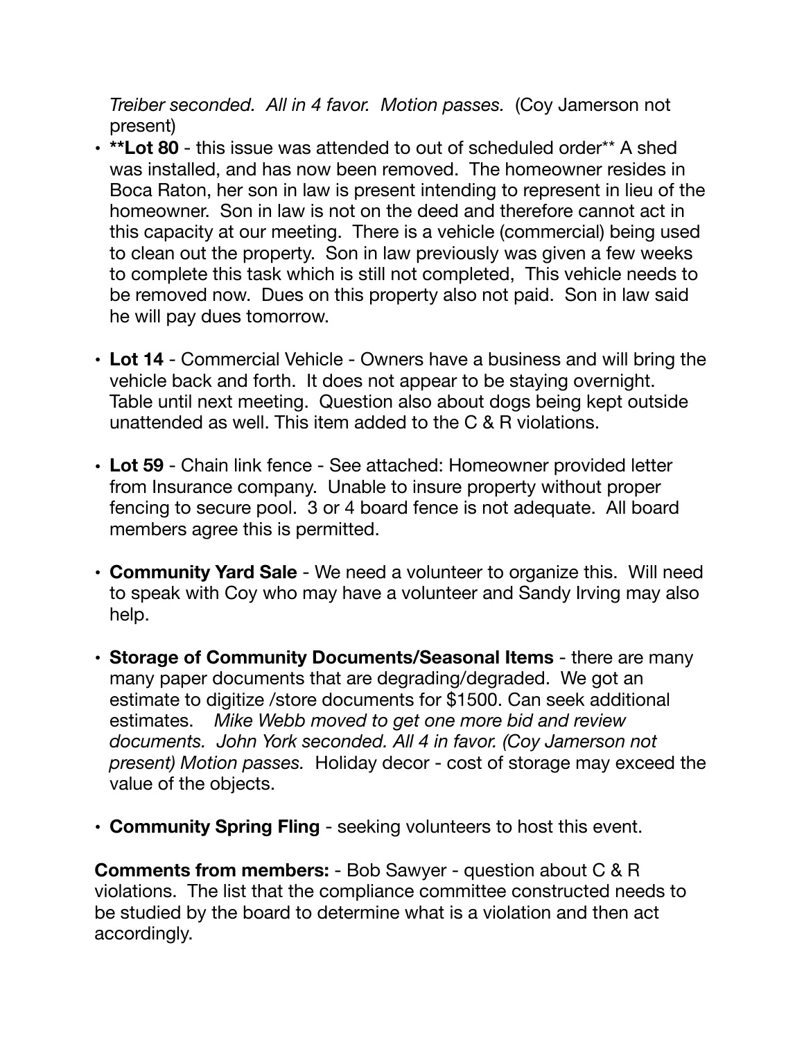*Treiber seconded. All in 4 favor. Motion passes.* (Coy Jamerson not present)

- ****Lot 80** - this issue was attended to out of scheduled order** A shed was installed, and has now been removed. The homeowner resides in Boca Raton, her son in law is present intending to represent in lieu of the homeowner. Son in law is not on the deed and therefore cannot act in this capacity at our meeting. There is a vehicle (commercial) being used to clean out the property. Son in law previously was given a few weeks to complete this task which is still not completed, This vehicle needs to be removed now. Dues on this property also not paid. Son in law said he will pay dues tomorrow.

- **Lot 14** - Commercial Vehicle - Owners have a business and will bring the vehicle back and forth. It does not appear to be staying overnight. Table until next meeting. Question also about dogs being kept outside unattended as well. This item added to the C & R violations.

- **Lot 59** - Chain link fence - See attached: Homeowner provided letter from Insurance company. Unable to insure property without proper fencing to secure pool. 3 or 4 board fence is not adequate. All board members agree this is permitted.

- **Community Yard Sale** - We need a volunteer to organize this. Will need to speak with Coy who may have a volunteer and Sandy Irving may also help.

- **Storage of Community Documents/Seasonal Items** - there are many many paper documents that are degrading/degraded. We got an estimate to digitize /store documents for $1500. Can seek additional estimates. *Mike Webb moved to get one more bid and review documents. John York seconded. All 4 in favor. (Coy Jamerson not present) Motion passes.* Holiday decor - cost of storage may exceed the value of the objects.

- **Community Spring Fling** - seeking volunteers to host this event.

**Comments from members:** - Bob Sawyer - question about C & R violations. The list that the compliance committee constructed needs to be studied by the board to determine what is a violation and then act accordingly.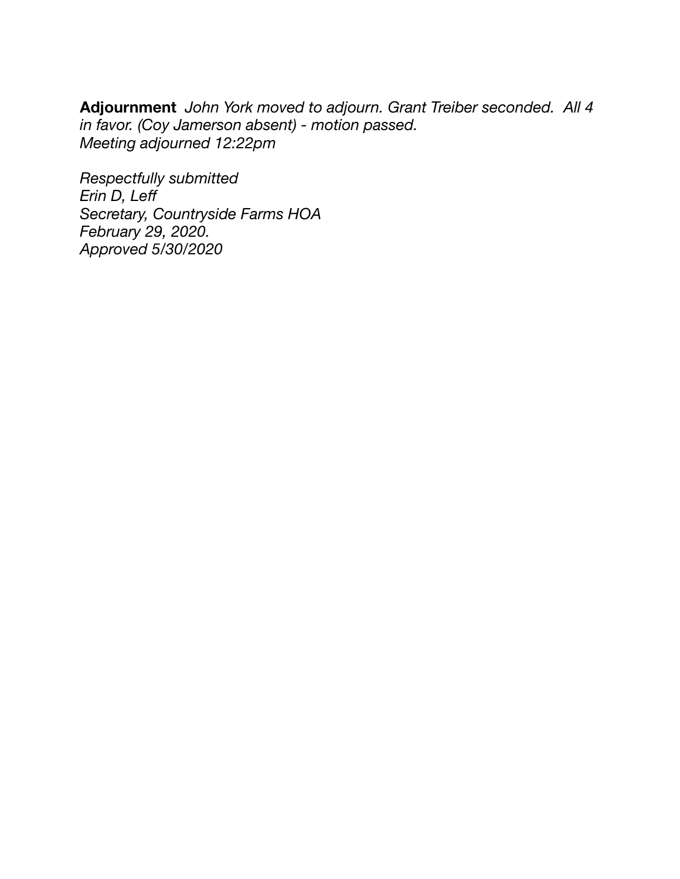**Adjournment** *John York moved to adjourn. Grant Treiber seconded. All 4 in favor. (Coy Jamerson absent) - motion passed.*
*Meeting adjourned 12:22pm*

*Respectfully submitted*
*Erin D, Leff*
*Secretary, Countryside Farms HOA*
*February 29, 2020.*
*Approved 5/30/2020*